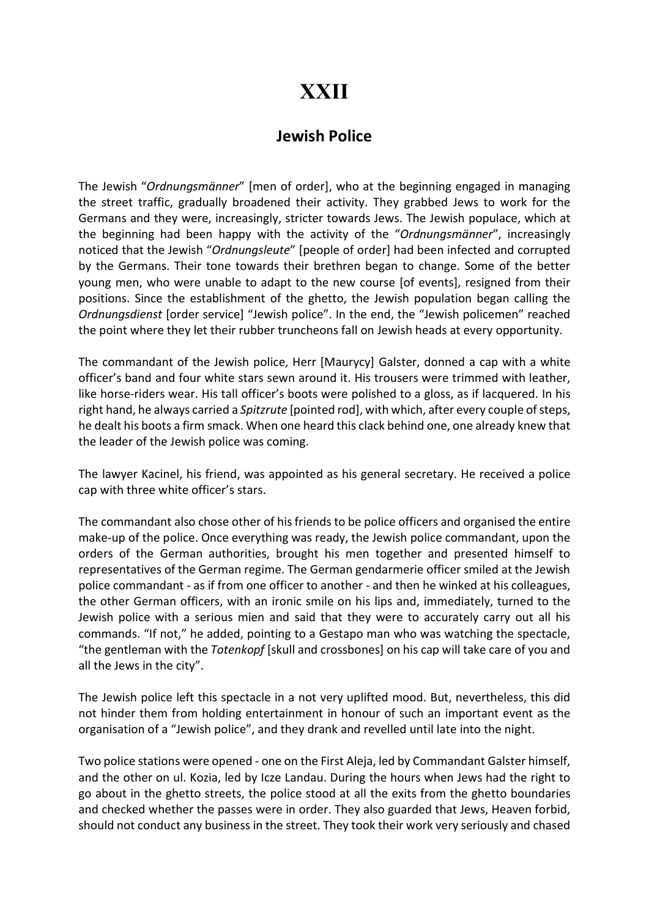# XXII

## Jewish Police

The Jewish "*Ordnungsmänner*" [men of order], who at the beginning engaged in managing the street traffic, gradually broadened their activity. They grabbed Jews to work for the Germans and they were, increasingly, stricter towards Jews. The Jewish populace, which at the beginning had been happy with the activity of the "*Ordnungsmänner*", increasingly noticed that the Jewish "*Ordnungsleute*" [people of order] had been infected and corrupted by the Germans. Their tone towards their brethren began to change. Some of the better young men, who were unable to adapt to the new course [of events], resigned from their positions. Since the establishment of the ghetto, the Jewish population began calling the *Ordnungsdienst* [order service] "Jewish police". In the end, the "Jewish policemen" reached the point where they let their rubber truncheons fall on Jewish heads at every opportunity.

The commandant of the Jewish police, Herr [Maurycy] Galster, donned a cap with a white officer's band and four white stars sewn around it. His trousers were trimmed with leather, like horse-riders wear. His tall officer's boots were polished to a gloss, as if lacquered. In his right hand, he always carried a *Spitzrute* [pointed rod], with which, after every couple of steps, he dealt his boots a firm smack. When one heard this clack behind one, one already knew that the leader of the Jewish police was coming.

The lawyer Kacinel, his friend, was appointed as his general secretary. He received a police cap with three white officer's stars.

The commandant also chose other of his friends to be police officers and organised the entire make-up of the police. Once everything was ready, the Jewish police commandant, upon the orders of the German authorities, brought his men together and presented himself to representatives of the German regime. The German gendarmerie officer smiled at the Jewish police commandant - as if from one officer to another - and then he winked at his colleagues, the other German officers, with an ironic smile on his lips and, immediately, turned to the Jewish police with a serious mien and said that they were to accurately carry out all his commands. "If not," he added, pointing to a Gestapo man who was watching the spectacle, "the gentleman with the *Totenkopf* [skull and crossbones] on his cap will take care of you and all the Jews in the city".

The Jewish police left this spectacle in a not very uplifted mood. But, nevertheless, this did not hinder them from holding entertainment in honour of such an important event as the organisation of a "Jewish police", and they drank and revelled until late into the night.

Two police stations were opened - one on the First Aleja, led by Commandant Galster himself, and the other on ul. Kozia, led by Icze Landau. During the hours when Jews had the right to go about in the ghetto streets, the police stood at all the exits from the ghetto boundaries and checked whether the passes were in order. They also guarded that Jews, Heaven forbid, should not conduct any business in the street. They took their work very seriously and chased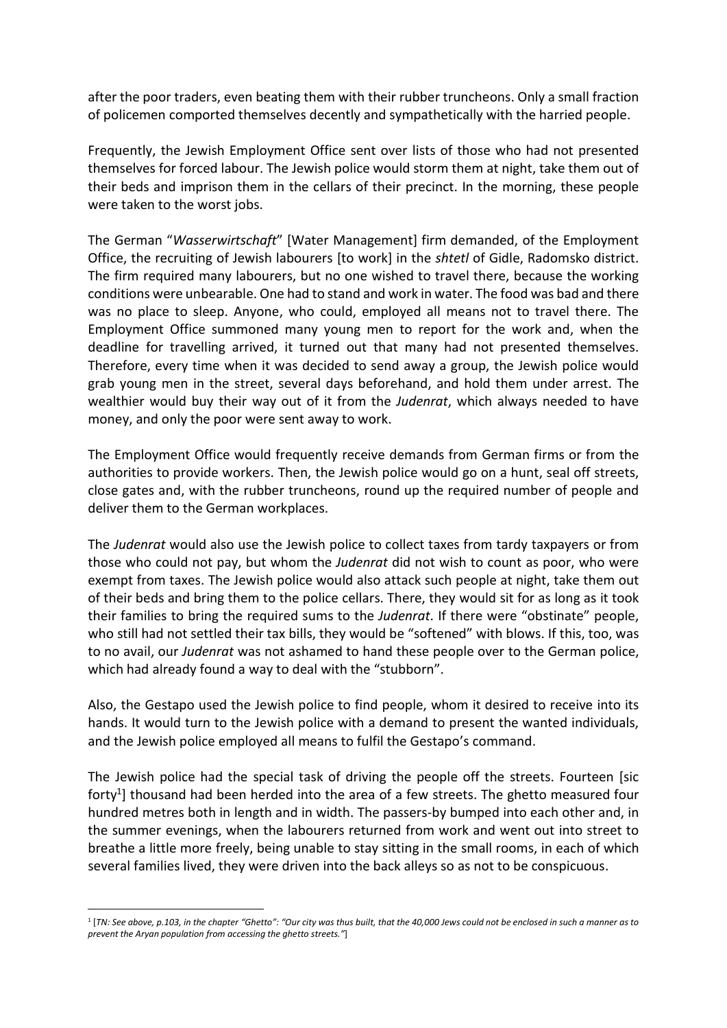after the poor traders, even beating them with their rubber truncheons. Only a small fraction of policemen comported themselves decently and sympathetically with the harried people.

Frequently, the Jewish Employment Office sent over lists of those who had not presented themselves for forced labour. The Jewish police would storm them at night, take them out of their beds and imprison them in the cellars of their precinct. In the morning, these people were taken to the worst jobs.

The German "*Wasserwirtschaft*" [Water Management] firm demanded, of the Employment Office, the recruiting of Jewish labourers [to work] in the *shtetl* of Gidle, Radomsko district. The firm required many labourers, but no one wished to travel there, because the working conditions were unbearable. One had to stand and work in water. The food was bad and there was no place to sleep. Anyone, who could, employed all means not to travel there. The Employment Office summoned many young men to report for the work and, when the deadline for travelling arrived, it turned out that many had not presented themselves. Therefore, every time when it was decided to send away a group, the Jewish police would grab young men in the street, several days beforehand, and hold them under arrest. The wealthier would buy their way out of it from the *Judenrat*, which always needed to have money, and only the poor were sent away to work.

The Employment Office would frequently receive demands from German firms or from the authorities to provide workers. Then, the Jewish police would go on a hunt, seal off streets, close gates and, with the rubber truncheons, round up the required number of people and deliver them to the German workplaces.

The *Judenrat* would also use the Jewish police to collect taxes from tardy taxpayers or from those who could not pay, but whom the *Judenrat* did not wish to count as poor, who were exempt from taxes. The Jewish police would also attack such people at night, take them out of their beds and bring them to the police cellars. There, they would sit for as long as it took their families to bring the required sums to the *Judenrat*. If there were "obstinate" people, who still had not settled their tax bills, they would be "softened" with blows. If this, too, was to no avail, our *Judenrat* was not ashamed to hand these people over to the German police, which had already found a way to deal with the "stubborn".

Also, the Gestapo used the Jewish police to find people, whom it desired to receive into its hands. It would turn to the Jewish police with a demand to present the wanted individuals, and the Jewish police employed all means to fulfil the Gestapo's command.

The Jewish police had the special task of driving the people off the streets. Fourteen [sic forty[1]] thousand had been herded into the area of a few streets. The ghetto measured four hundred metres both in length and in width. The passers-by bumped into each other and, in the summer evenings, when the labourers returned from work and went out into street to breathe a little more freely, being unable to stay sitting in the small rooms, in each of which several families lived, they were driven into the back alleys so as not to be conspicuous.

---

[1] [*TN: See above, p.103, in the chapter "Ghetto": "Our city was thus built, that the 40,000 Jews could not be enclosed in such a manner as to prevent the Aryan population from accessing the ghetto streets."*]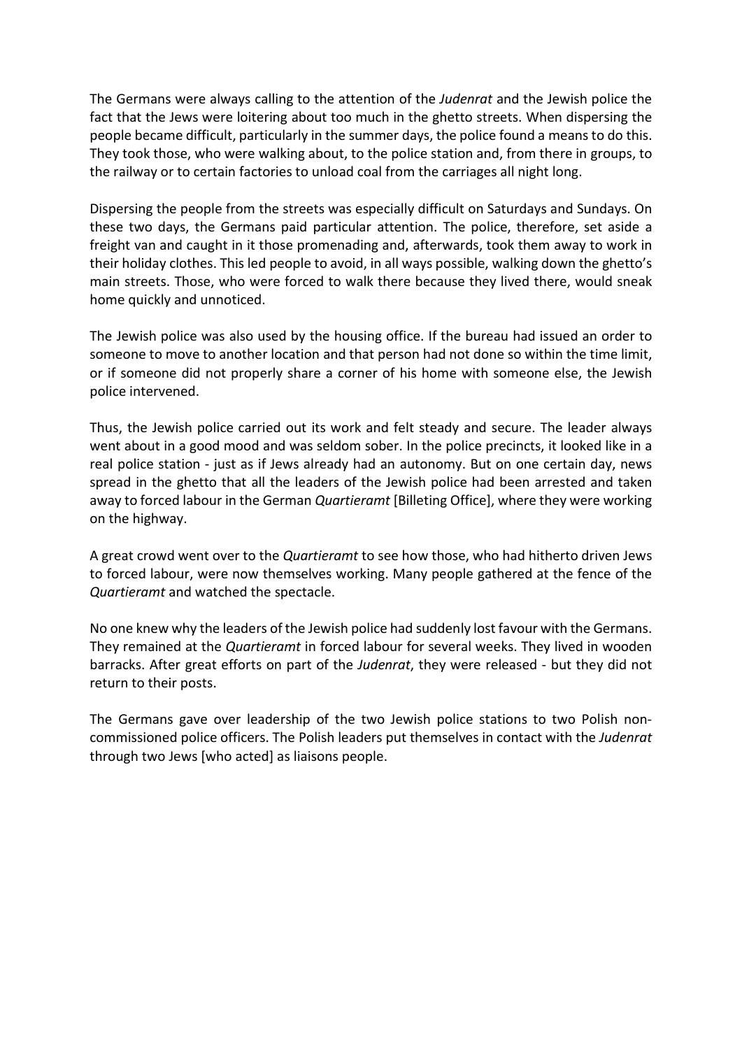The Germans were always calling to the attention of the *Judenrat* and the Jewish police the fact that the Jews were loitering about too much in the ghetto streets. When dispersing the people became difficult, particularly in the summer days, the police found a means to do this. They took those, who were walking about, to the police station and, from there in groups, to the railway or to certain factories to unload coal from the carriages all night long.

Dispersing the people from the streets was especially difficult on Saturdays and Sundays. On these two days, the Germans paid particular attention. The police, therefore, set aside a freight van and caught in it those promenading and, afterwards, took them away to work in their holiday clothes. This led people to avoid, in all ways possible, walking down the ghetto's main streets. Those, who were forced to walk there because they lived there, would sneak home quickly and unnoticed.

The Jewish police was also used by the housing office. If the bureau had issued an order to someone to move to another location and that person had not done so within the time limit, or if someone did not properly share a corner of his home with someone else, the Jewish police intervened.

Thus, the Jewish police carried out its work and felt steady and secure. The leader always went about in a good mood and was seldom sober. In the police precincts, it looked like in a real police station - just as if Jews already had an autonomy. But on one certain day, news spread in the ghetto that all the leaders of the Jewish police had been arrested and taken away to forced labour in the German *Quartieramt* [Billeting Office], where they were working on the highway.

A great crowd went over to the *Quartieramt* to see how those, who had hitherto driven Jews to forced labour, were now themselves working. Many people gathered at the fence of the *Quartieramt* and watched the spectacle.

No one knew why the leaders of the Jewish police had suddenly lost favour with the Germans. They remained at the *Quartieramt* in forced labour for several weeks. They lived in wooden barracks. After great efforts on part of the *Judenrat*, they were released - but they did not return to their posts.

The Germans gave over leadership of the two Jewish police stations to two Polish non-commissioned police officers. The Polish leaders put themselves in contact with the *Judenrat* through two Jews [who acted] as liaisons people.